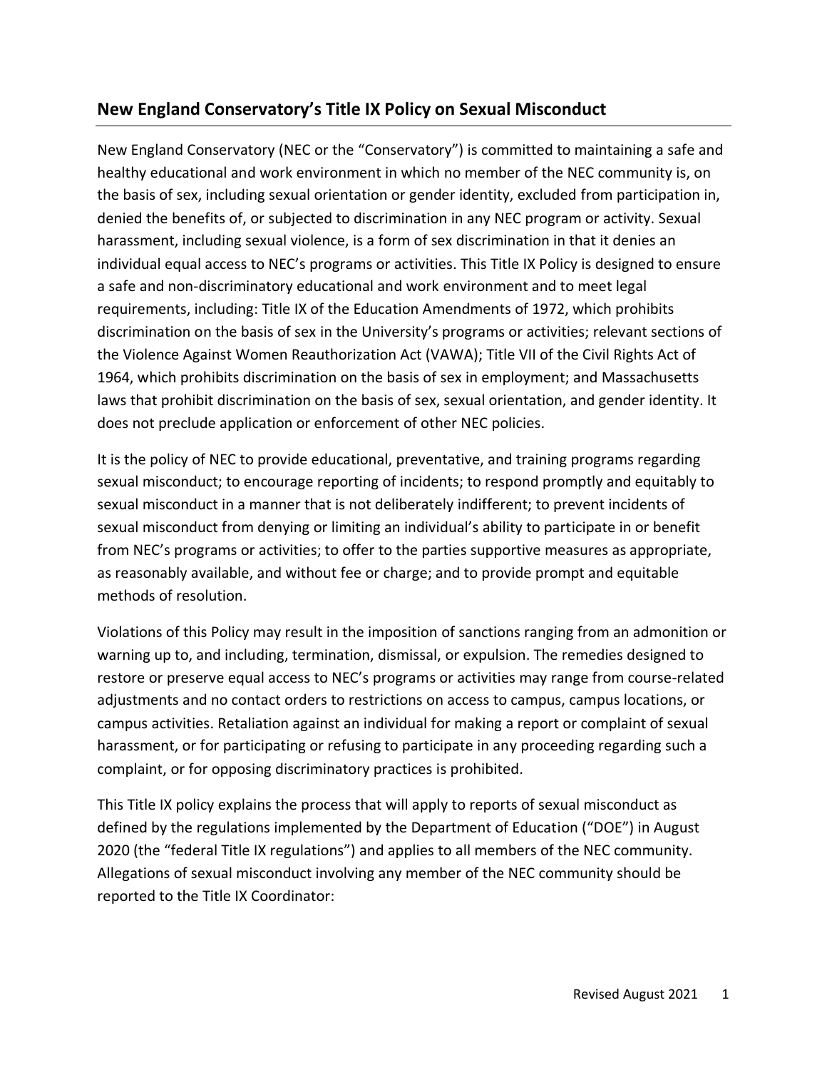## New England Conservatory's Title IX Policy on Sexual Misconduct

New England Conservatory (NEC or the "Conservatory") is committed to maintaining a safe and healthy educational and work environment in which no member of the NEC community is, on the basis of sex, including sexual orientation or gender identity, excluded from participation in, denied the benefits of, or subjected to discrimination in any NEC program or activity. Sexual harassment, including sexual violence, is a form of sex discrimination in that it denies an individual equal access to NEC's programs or activities. This Title IX Policy is designed to ensure a safe and non-discriminatory educational and work environment and to meet legal requirements, including: Title IX of the Education Amendments of 1972, which prohibits discrimination on the basis of sex in the University's programs or activities; relevant sections of the Violence Against Women Reauthorization Act (VAWA); Title VII of the Civil Rights Act of 1964, which prohibits discrimination on the basis of sex in employment; and Massachusetts laws that prohibit discrimination on the basis of sex, sexual orientation, and gender identity. It does not preclude application or enforcement of other NEC policies.

It is the policy of NEC to provide educational, preventative, and training programs regarding sexual misconduct; to encourage reporting of incidents; to respond promptly and equitably to sexual misconduct in a manner that is not deliberately indifferent; to prevent incidents of sexual misconduct from denying or limiting an individual's ability to participate in or benefit from NEC's programs or activities; to offer to the parties supportive measures as appropriate, as reasonably available, and without fee or charge; and to provide prompt and equitable methods of resolution.

Violations of this Policy may result in the imposition of sanctions ranging from an admonition or warning up to, and including, termination, dismissal, or expulsion. The remedies designed to restore or preserve equal access to NEC's programs or activities may range from course-related adjustments and no contact orders to restrictions on access to campus, campus locations, or campus activities. Retaliation against an individual for making a report or complaint of sexual harassment, or for participating or refusing to participate in any proceeding regarding such a complaint, or for opposing discriminatory practices is prohibited.

This Title IX policy explains the process that will apply to reports of sexual misconduct as defined by the regulations implemented by the Department of Education ("DOE") in August 2020 (the "federal Title IX regulations") and applies to all members of the NEC community. Allegations of sexual misconduct involving any member of the NEC community should be reported to the Title IX Coordinator: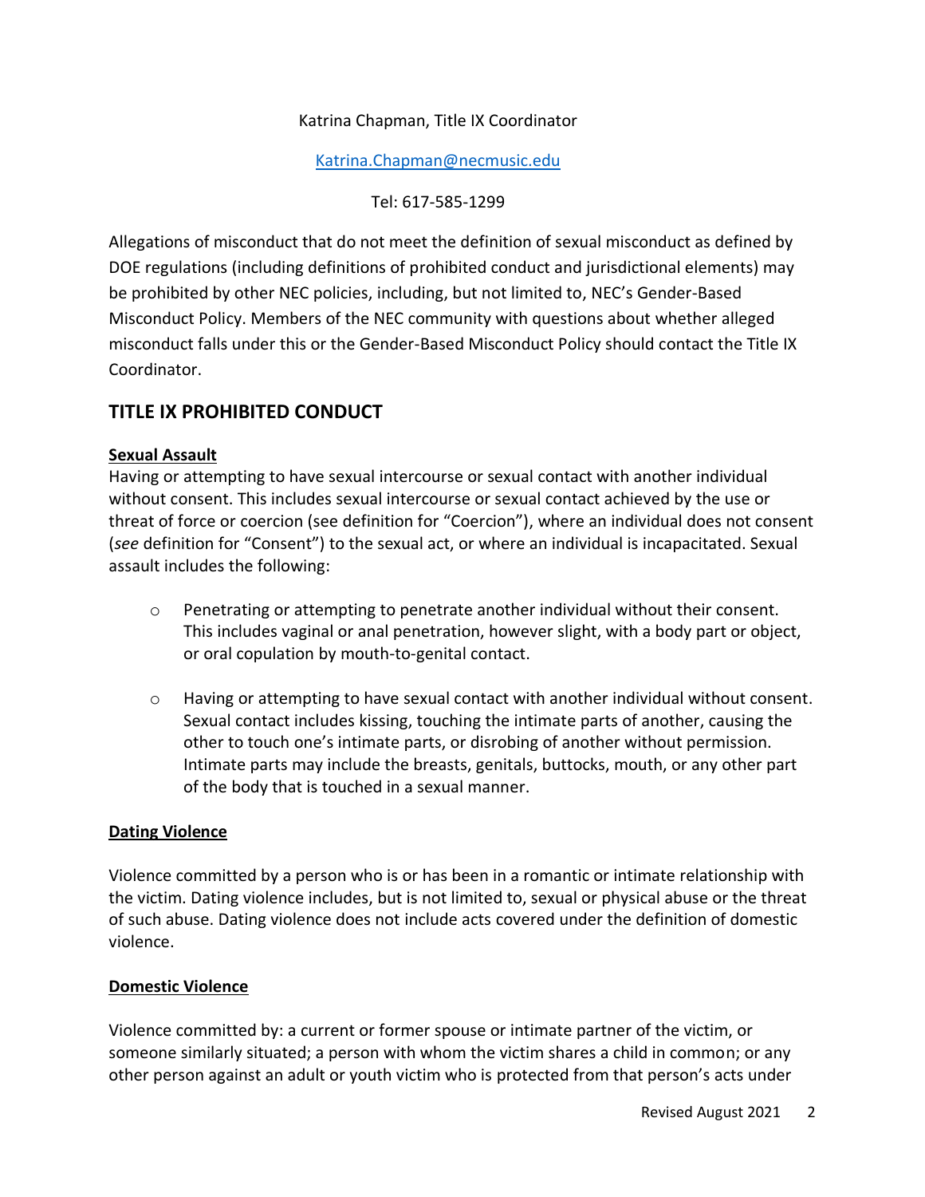Katrina Chapman, Title IX Coordinator

[Katrina.Chapman@necmusic.edu](mailto:Katrina.Chapman@necmusic.edu)

Tel: 617-585-1299

Allegations of misconduct that do not meet the definition of sexual misconduct as defined by DOE regulations (including definitions of prohibited conduct and jurisdictional elements) may be prohibited by other NEC policies, including, but not limited to, NEC's Gender-Based Misconduct Policy. Members of the NEC community with questions about whether alleged misconduct falls under this or the Gender-Based Misconduct Policy should contact the Title IX Coordinator.

## TITLE IX PROHIBITED CONDUCT

**Sexual Assault**

Having or attempting to have sexual intercourse or sexual contact with another individual without consent. This includes sexual intercourse or sexual contact achieved by the use or threat of force or coercion (see definition for "Coercion"), where an individual does not consent (*see* definition for "Consent") to the sexual act, or where an individual is incapacitated. Sexual assault includes the following:

- Penetrating or attempting to penetrate another individual without their consent. This includes vaginal or anal penetration, however slight, with a body part or object, or oral copulation by mouth-to-genital contact.

- Having or attempting to have sexual contact with another individual without consent. Sexual contact includes kissing, touching the intimate parts of another, causing the other to touch one's intimate parts, or disrobing of another without permission. Intimate parts may include the breasts, genitals, buttocks, mouth, or any other part of the body that is touched in a sexual manner.

**Dating Violence**

Violence committed by a person who is or has been in a romantic or intimate relationship with the victim. Dating violence includes, but is not limited to, sexual or physical abuse or the threat of such abuse. Dating violence does not include acts covered under the definition of domestic violence.

**Domestic Violence**

Violence committed by: a current or former spouse or intimate partner of the victim, or someone similarly situated; a person with whom the victim shares a child in common; or any other person against an adult or youth victim who is protected from that person's acts under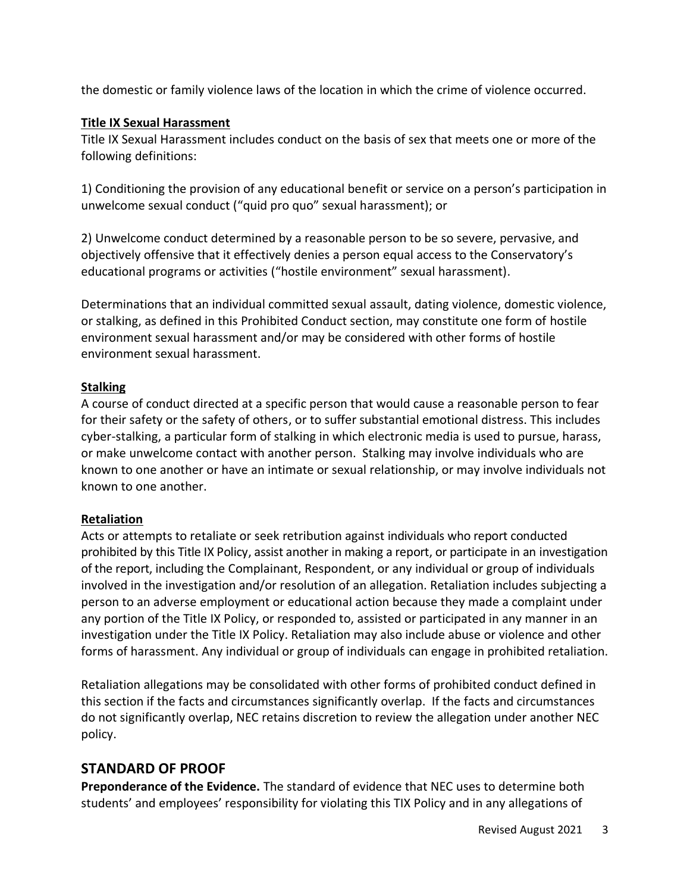the domestic or family violence laws of the location in which the crime of violence occurred.

**Title IX Sexual Harassment**

Title IX Sexual Harassment includes conduct on the basis of sex that meets one or more of the following definitions:

1) Conditioning the provision of any educational benefit or service on a person's participation in unwelcome sexual conduct ("quid pro quo" sexual harassment); or

2) Unwelcome conduct determined by a reasonable person to be so severe, pervasive, and objectively offensive that it effectively denies a person equal access to the Conservatory's educational programs or activities ("hostile environment" sexual harassment).

Determinations that an individual committed sexual assault, dating violence, domestic violence, or stalking, as defined in this Prohibited Conduct section, may constitute one form of hostile environment sexual harassment and/or may be considered with other forms of hostile environment sexual harassment.

**Stalking**

A course of conduct directed at a specific person that would cause a reasonable person to fear for their safety or the safety of others, or to suffer substantial emotional distress. This includes cyber-stalking, a particular form of stalking in which electronic media is used to pursue, harass, or make unwelcome contact with another person. Stalking may involve individuals who are known to one another or have an intimate or sexual relationship, or may involve individuals not known to one another.

**Retaliation**

Acts or attempts to retaliate or seek retribution against individuals who report conducted prohibited by this Title IX Policy, assist another in making a report, or participate in an investigation of the report, including the Complainant, Respondent, or any individual or group of individuals involved in the investigation and/or resolution of an allegation. Retaliation includes subjecting a person to an adverse employment or educational action because they made a complaint under any portion of the Title IX Policy, or responded to, assisted or participated in any manner in an investigation under the Title IX Policy. Retaliation may also include abuse or violence and other forms of harassment. Any individual or group of individuals can engage in prohibited retaliation.

Retaliation allegations may be consolidated with other forms of prohibited conduct defined in this section if the facts and circumstances significantly overlap. If the facts and circumstances do not significantly overlap, NEC retains discretion to review the allegation under another NEC policy.

## STANDARD OF PROOF

**Preponderance of the Evidence.** The standard of evidence that NEC uses to determine both students' and employees' responsibility for violating this TIX Policy and in any allegations of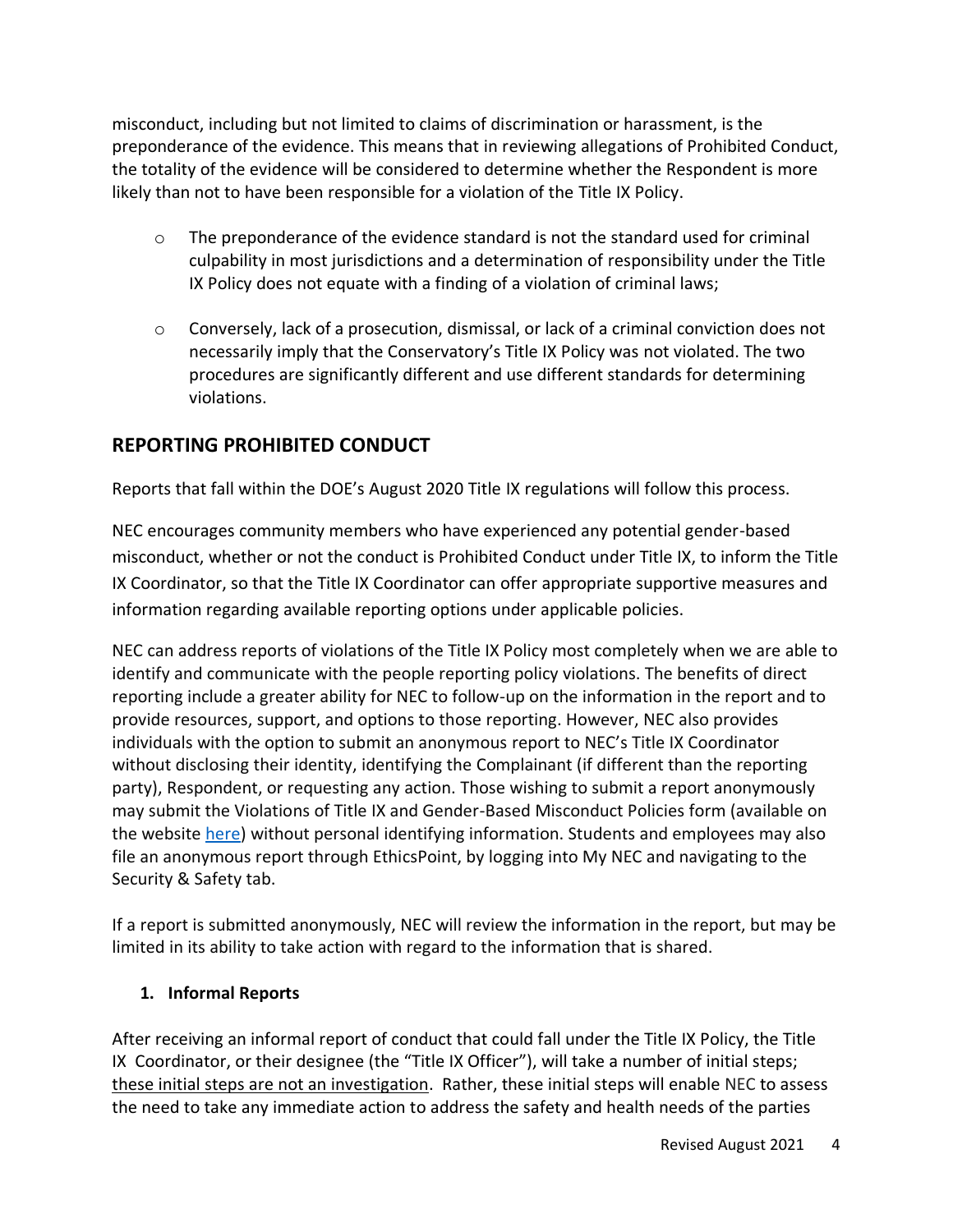misconduct, including but not limited to claims of discrimination or harassment, is the preponderance of the evidence. This means that in reviewing allegations of Prohibited Conduct, the totality of the evidence will be considered to determine whether the Respondent is more likely than not to have been responsible for a violation of the Title IX Policy.

- The preponderance of the evidence standard is not the standard used for criminal culpability in most jurisdictions and a determination of responsibility under the Title IX Policy does not equate with a finding of a violation of criminal laws;
- Conversely, lack of a prosecution, dismissal, or lack of a criminal conviction does not necessarily imply that the Conservatory's Title IX Policy was not violated. The two procedures are significantly different and use different standards for determining violations.

## REPORTING PROHIBITED CONDUCT

Reports that fall within the DOE's August 2020 Title IX regulations will follow this process.

NEC encourages community members who have experienced any potential gender-based misconduct, whether or not the conduct is Prohibited Conduct under Title IX, to inform the Title IX Coordinator, so that the Title IX Coordinator can offer appropriate supportive measures and information regarding available reporting options under applicable policies.

NEC can address reports of violations of the Title IX Policy most completely when we are able to identify and communicate with the people reporting policy violations. The benefits of direct reporting include a greater ability for NEC to follow-up on the information in the report and to provide resources, support, and options to those reporting. However, NEC also provides individuals with the option to submit an anonymous report to NEC's Title IX Coordinator without disclosing their identity, identifying the Complainant (if different than the reporting party), Respondent, or requesting any action. Those wishing to submit a report anonymously may submit the Violations of Title IX and Gender-Based Misconduct Policies form (available on the website here) without personal identifying information. Students and employees may also file an anonymous report through EthicsPoint, by logging into My NEC and navigating to the Security & Safety tab.

If a report is submitted anonymously, NEC will review the information in the report, but may be limited in its ability to take action with regard to the information that is shared.

### 1. Informal Reports

After receiving an informal report of conduct that could fall under the Title IX Policy, the Title IX Coordinator, or their designee (the "Title IX Officer"), will take a number of initial steps; these initial steps are not an investigation. Rather, these initial steps will enable NEC to assess the need to take any immediate action to address the safety and health needs of the parties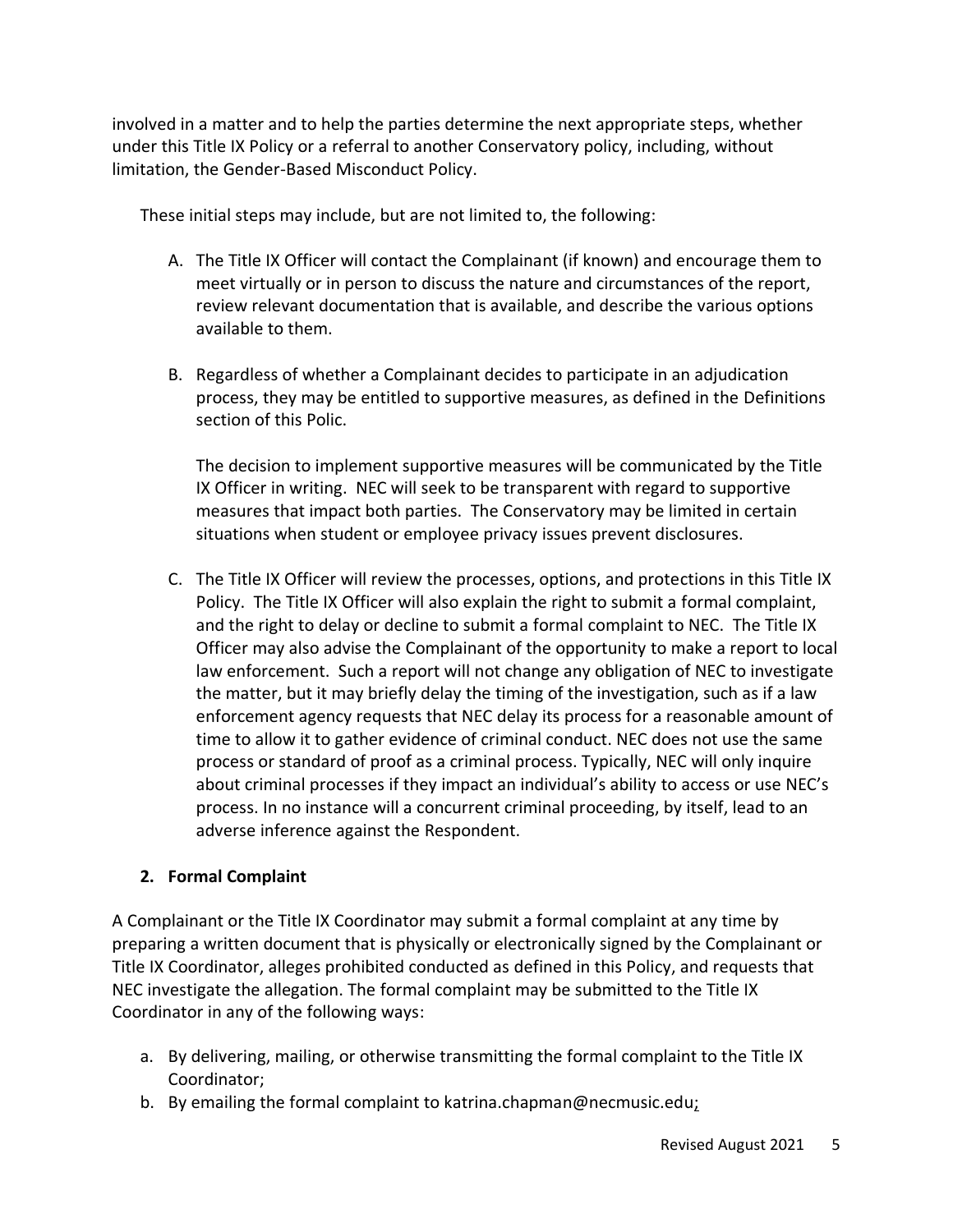involved in a matter and to help the parties determine the next appropriate steps, whether under this Title IX Policy or a referral to another Conservatory policy, including, without limitation, the Gender-Based Misconduct Policy.

These initial steps may include, but are not limited to, the following:

A. The Title IX Officer will contact the Complainant (if known) and encourage them to meet virtually or in person to discuss the nature and circumstances of the report, review relevant documentation that is available, and describe the various options available to them.

B. Regardless of whether a Complainant decides to participate in an adjudication process, they may be entitled to supportive measures, as defined in the Definitions section of this Polic.

   The decision to implement supportive measures will be communicated by the Title IX Officer in writing. NEC will seek to be transparent with regard to supportive measures that impact both parties. The Conservatory may be limited in certain situations when student or employee privacy issues prevent disclosures.

C. The Title IX Officer will review the processes, options, and protections in this Title IX Policy. The Title IX Officer will also explain the right to submit a formal complaint, and the right to delay or decline to submit a formal complaint to NEC. The Title IX Officer may also advise the Complainant of the opportunity to make a report to local law enforcement. Such a report will not change any obligation of NEC to investigate the matter, but it may briefly delay the timing of the investigation, such as if a law enforcement agency requests that NEC delay its process for a reasonable amount of time to allow it to gather evidence of criminal conduct. NEC does not use the same process or standard of proof as a criminal process. Typically, NEC will only inquire about criminal processes if they impact an individual's ability to access or use NEC's process. In no instance will a concurrent criminal proceeding, by itself, lead to an adverse inference against the Respondent.

**2. Formal Complaint**

A Complainant or the Title IX Coordinator may submit a formal complaint at any time by preparing a written document that is physically or electronically signed by the Complainant or Title IX Coordinator, alleges prohibited conducted as defined in this Policy, and requests that NEC investigate the allegation. The formal complaint may be submitted to the Title IX Coordinator in any of the following ways:

a. By delivering, mailing, or otherwise transmitting the formal complaint to the Title IX Coordinator;
b. By emailing the formal complaint to katrina.chapman@necmusic.edu;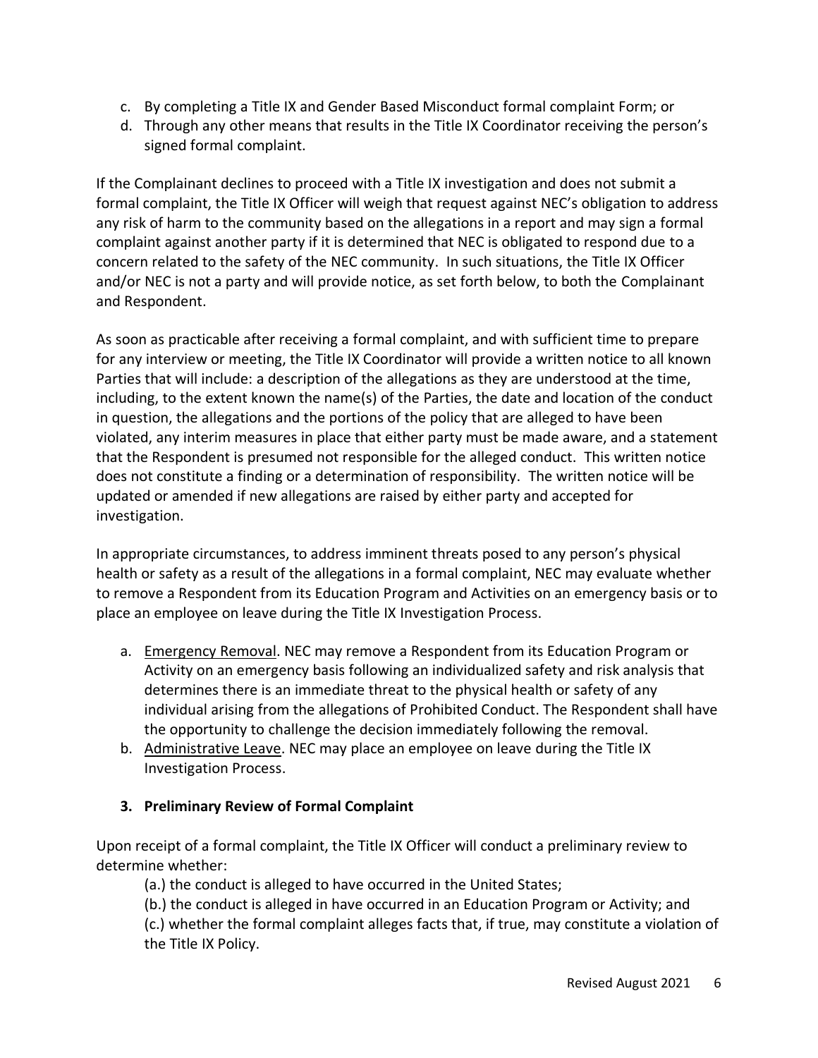c. By completing a Title IX and Gender Based Misconduct formal complaint Form; or
d. Through any other means that results in the Title IX Coordinator receiving the person's signed formal complaint.

If the Complainant declines to proceed with a Title IX investigation and does not submit a formal complaint, the Title IX Officer will weigh that request against NEC's obligation to address any risk of harm to the community based on the allegations in a report and may sign a formal complaint against another party if it is determined that NEC is obligated to respond due to a concern related to the safety of the NEC community. In such situations, the Title IX Officer and/or NEC is not a party and will provide notice, as set forth below, to both the Complainant and Respondent.

As soon as practicable after receiving a formal complaint, and with sufficient time to prepare for any interview or meeting, the Title IX Coordinator will provide a written notice to all known Parties that will include: a description of the allegations as they are understood at the time, including, to the extent known the name(s) of the Parties, the date and location of the conduct in question, the allegations and the portions of the policy that are alleged to have been violated, any interim measures in place that either party must be made aware, and a statement that the Respondent is presumed not responsible for the alleged conduct. This written notice does not constitute a finding or a determination of responsibility. The written notice will be updated or amended if new allegations are raised by either party and accepted for investigation.

In appropriate circumstances, to address imminent threats posed to any person's physical health or safety as a result of the allegations in a formal complaint, NEC may evaluate whether to remove a Respondent from its Education Program and Activities on an emergency basis or to place an employee on leave during the Title IX Investigation Process.

a. Emergency Removal. NEC may remove a Respondent from its Education Program or Activity on an emergency basis following an individualized safety and risk analysis that determines there is an immediate threat to the physical health or safety of any individual arising from the allegations of Prohibited Conduct. The Respondent shall have the opportunity to challenge the decision immediately following the removal.
b. Administrative Leave. NEC may place an employee on leave during the Title IX Investigation Process.

**3. Preliminary Review of Formal Complaint**

Upon receipt of a formal complaint, the Title IX Officer will conduct a preliminary review to determine whether:

(a.) the conduct is alleged to have occurred in the United States;

(b.) the conduct is alleged in have occurred in an Education Program or Activity; and

(c.) whether the formal complaint alleges facts that, if true, may constitute a violation of the Title IX Policy.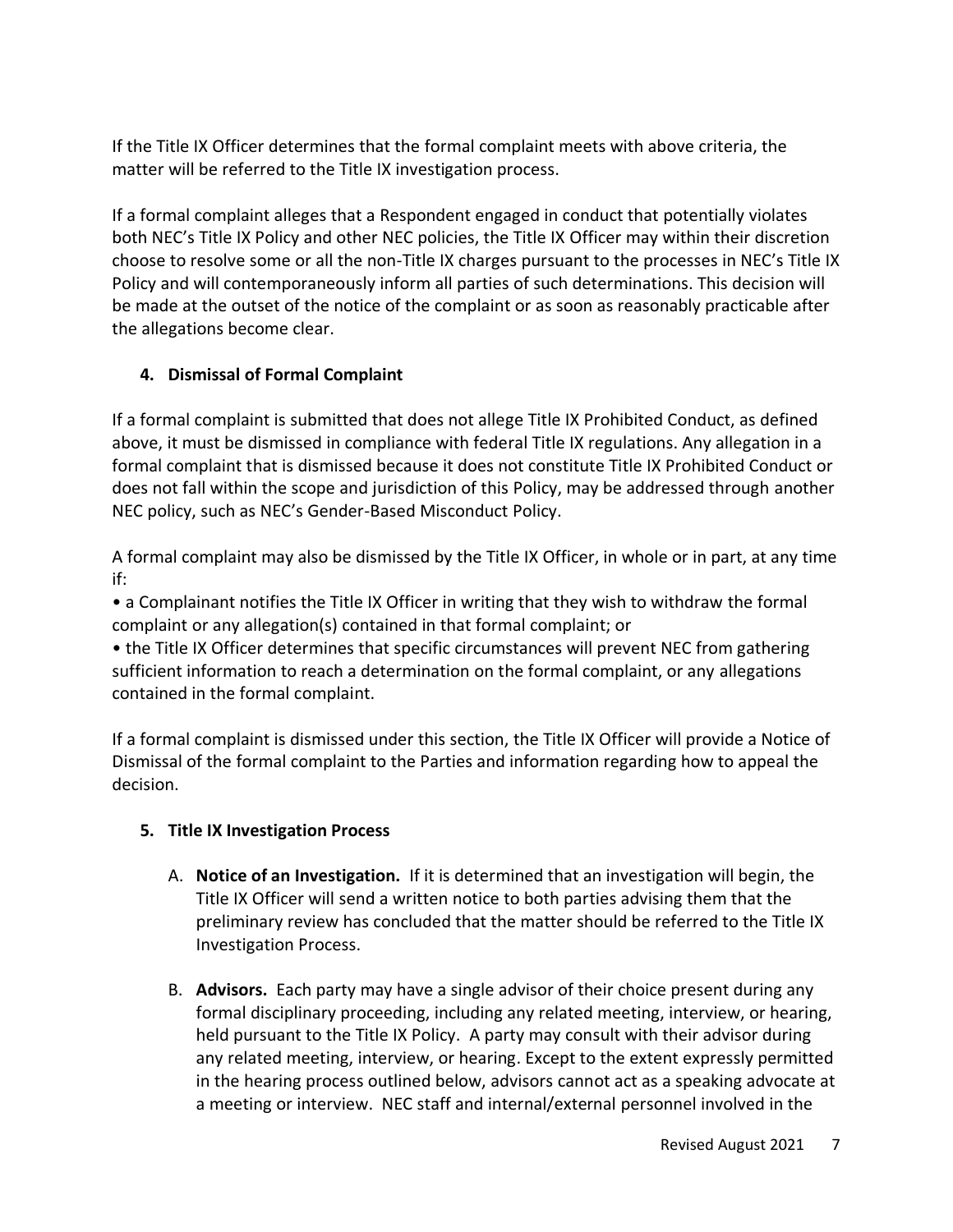If the Title IX Officer determines that the formal complaint meets with above criteria, the matter will be referred to the Title IX investigation process.

If a formal complaint alleges that a Respondent engaged in conduct that potentially violates both NEC's Title IX Policy and other NEC policies, the Title IX Officer may within their discretion choose to resolve some or all the non-Title IX charges pursuant to the processes in NEC's Title IX Policy and will contemporaneously inform all parties of such determinations. This decision will be made at the outset of the notice of the complaint or as soon as reasonably practicable after the allegations become clear.

### 4. Dismissal of Formal Complaint

If a formal complaint is submitted that does not allege Title IX Prohibited Conduct, as defined above, it must be dismissed in compliance with federal Title IX regulations. Any allegation in a formal complaint that is dismissed because it does not constitute Title IX Prohibited Conduct or does not fall within the scope and jurisdiction of this Policy, may be addressed through another NEC policy, such as NEC's Gender-Based Misconduct Policy.

A formal complaint may also be dismissed by the Title IX Officer, in whole or in part, at any time if:

- a Complainant notifies the Title IX Officer in writing that they wish to withdraw the formal complaint or any allegation(s) contained in that formal complaint; or
- the Title IX Officer determines that specific circumstances will prevent NEC from gathering sufficient information to reach a determination on the formal complaint, or any allegations contained in the formal complaint.

If a formal complaint is dismissed under this section, the Title IX Officer will provide a Notice of Dismissal of the formal complaint to the Parties and information regarding how to appeal the decision.

### 5. Title IX Investigation Process

A. **Notice of an Investigation.** If it is determined that an investigation will begin, the Title IX Officer will send a written notice to both parties advising them that the preliminary review has concluded that the matter should be referred to the Title IX Investigation Process.

B. **Advisors.** Each party may have a single advisor of their choice present during any formal disciplinary proceeding, including any related meeting, interview, or hearing, held pursuant to the Title IX Policy. A party may consult with their advisor during any related meeting, interview, or hearing. Except to the extent expressly permitted in the hearing process outlined below, advisors cannot act as a speaking advocate at a meeting or interview. NEC staff and internal/external personnel involved in the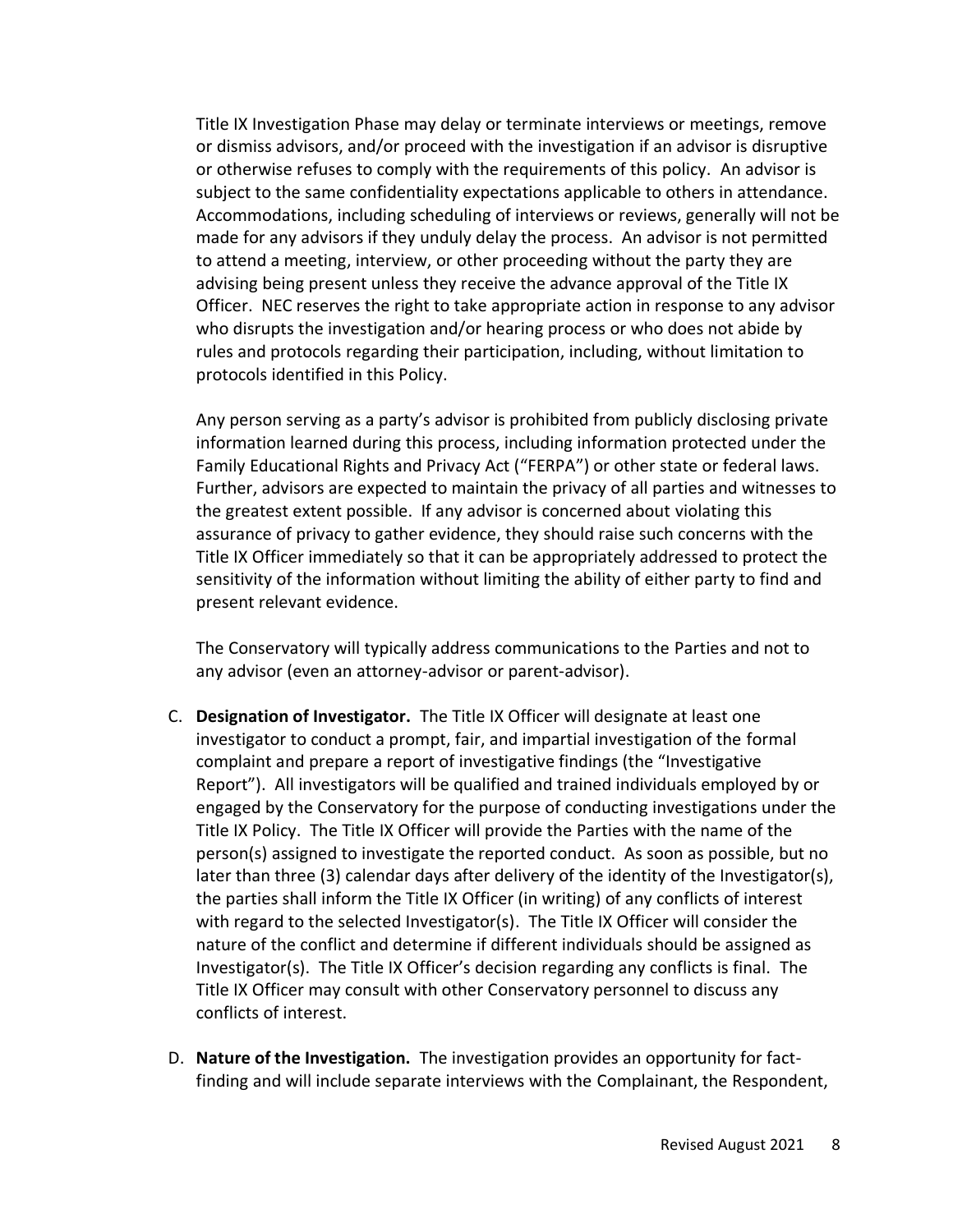Title IX Investigation Phase may delay or terminate interviews or meetings, remove or dismiss advisors, and/or proceed with the investigation if an advisor is disruptive or otherwise refuses to comply with the requirements of this policy. An advisor is subject to the same confidentiality expectations applicable to others in attendance. Accommodations, including scheduling of interviews or reviews, generally will not be made for any advisors if they unduly delay the process. An advisor is not permitted to attend a meeting, interview, or other proceeding without the party they are advising being present unless they receive the advance approval of the Title IX Officer. NEC reserves the right to take appropriate action in response to any advisor who disrupts the investigation and/or hearing process or who does not abide by rules and protocols regarding their participation, including, without limitation to protocols identified in this Policy.

Any person serving as a party's advisor is prohibited from publicly disclosing private information learned during this process, including information protected under the Family Educational Rights and Privacy Act ("FERPA") or other state or federal laws. Further, advisors are expected to maintain the privacy of all parties and witnesses to the greatest extent possible. If any advisor is concerned about violating this assurance of privacy to gather evidence, they should raise such concerns with the Title IX Officer immediately so that it can be appropriately addressed to protect the sensitivity of the information without limiting the ability of either party to find and present relevant evidence.

The Conservatory will typically address communications to the Parties and not to any advisor (even an attorney-advisor or parent-advisor).

C. **Designation of Investigator.** The Title IX Officer will designate at least one investigator to conduct a prompt, fair, and impartial investigation of the formal complaint and prepare a report of investigative findings (the "Investigative Report"). All investigators will be qualified and trained individuals employed by or engaged by the Conservatory for the purpose of conducting investigations under the Title IX Policy. The Title IX Officer will provide the Parties with the name of the person(s) assigned to investigate the reported conduct. As soon as possible, but no later than three (3) calendar days after delivery of the identity of the Investigator(s), the parties shall inform the Title IX Officer (in writing) of any conflicts of interest with regard to the selected Investigator(s). The Title IX Officer will consider the nature of the conflict and determine if different individuals should be assigned as Investigator(s). The Title IX Officer's decision regarding any conflicts is final. The Title IX Officer may consult with other Conservatory personnel to discuss any conflicts of interest.

D. **Nature of the Investigation.** The investigation provides an opportunity for fact-finding and will include separate interviews with the Complainant, the Respondent,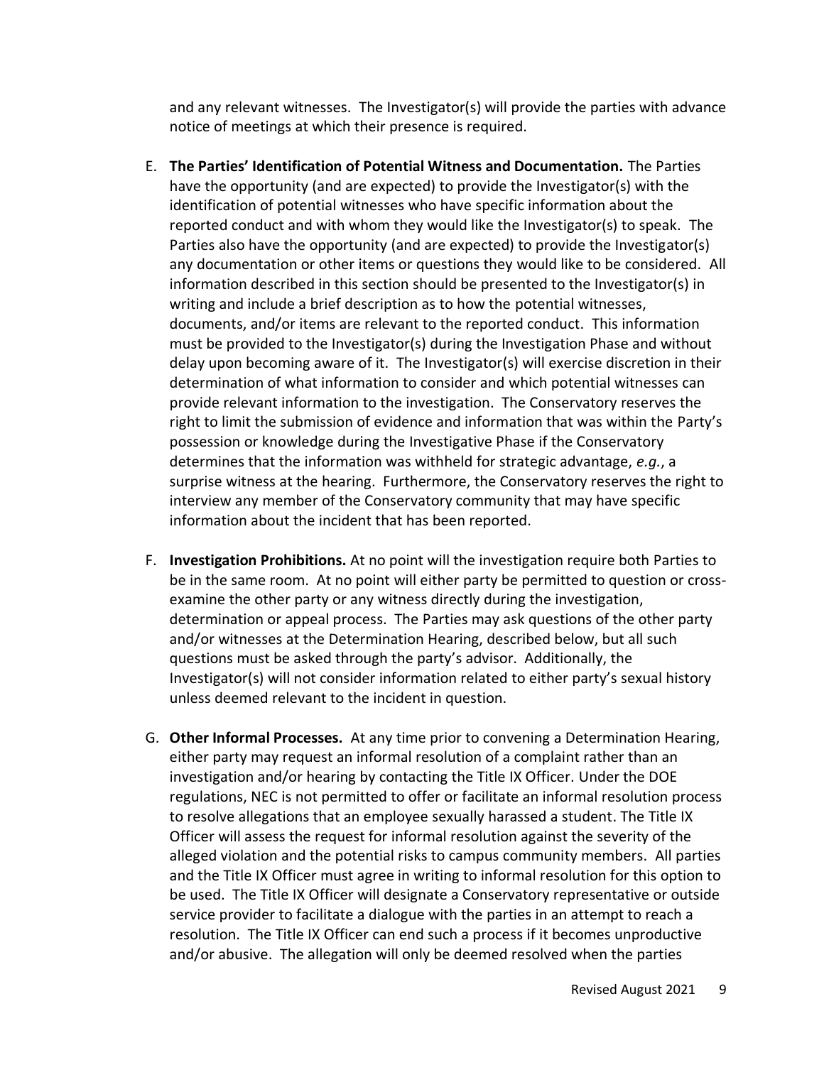and any relevant witnesses. The Investigator(s) will provide the parties with advance notice of meetings at which their presence is required.

E. **The Parties' Identification of Potential Witness and Documentation.** The Parties have the opportunity (and are expected) to provide the Investigator(s) with the identification of potential witnesses who have specific information about the reported conduct and with whom they would like the Investigator(s) to speak. The Parties also have the opportunity (and are expected) to provide the Investigator(s) any documentation or other items or questions they would like to be considered. All information described in this section should be presented to the Investigator(s) in writing and include a brief description as to how the potential witnesses, documents, and/or items are relevant to the reported conduct. This information must be provided to the Investigator(s) during the Investigation Phase and without delay upon becoming aware of it. The Investigator(s) will exercise discretion in their determination of what information to consider and which potential witnesses can provide relevant information to the investigation. The Conservatory reserves the right to limit the submission of evidence and information that was within the Party's possession or knowledge during the Investigative Phase if the Conservatory determines that the information was withheld for strategic advantage, *e.g.*, a surprise witness at the hearing. Furthermore, the Conservatory reserves the right to interview any member of the Conservatory community that may have specific information about the incident that has been reported.

F. **Investigation Prohibitions.** At no point will the investigation require both Parties to be in the same room. At no point will either party be permitted to question or cross-examine the other party or any witness directly during the investigation, determination or appeal process. The Parties may ask questions of the other party and/or witnesses at the Determination Hearing, described below, but all such questions must be asked through the party's advisor. Additionally, the Investigator(s) will not consider information related to either party's sexual history unless deemed relevant to the incident in question.

G. **Other Informal Processes.** At any time prior to convening a Determination Hearing, either party may request an informal resolution of a complaint rather than an investigation and/or hearing by contacting the Title IX Officer. Under the DOE regulations, NEC is not permitted to offer or facilitate an informal resolution process to resolve allegations that an employee sexually harassed a student. The Title IX Officer will assess the request for informal resolution against the severity of the alleged violation and the potential risks to campus community members. All parties and the Title IX Officer must agree in writing to informal resolution for this option to be used. The Title IX Officer will designate a Conservatory representative or outside service provider to facilitate a dialogue with the parties in an attempt to reach a resolution. The Title IX Officer can end such a process if it becomes unproductive and/or abusive. The allegation will only be deemed resolved when the parties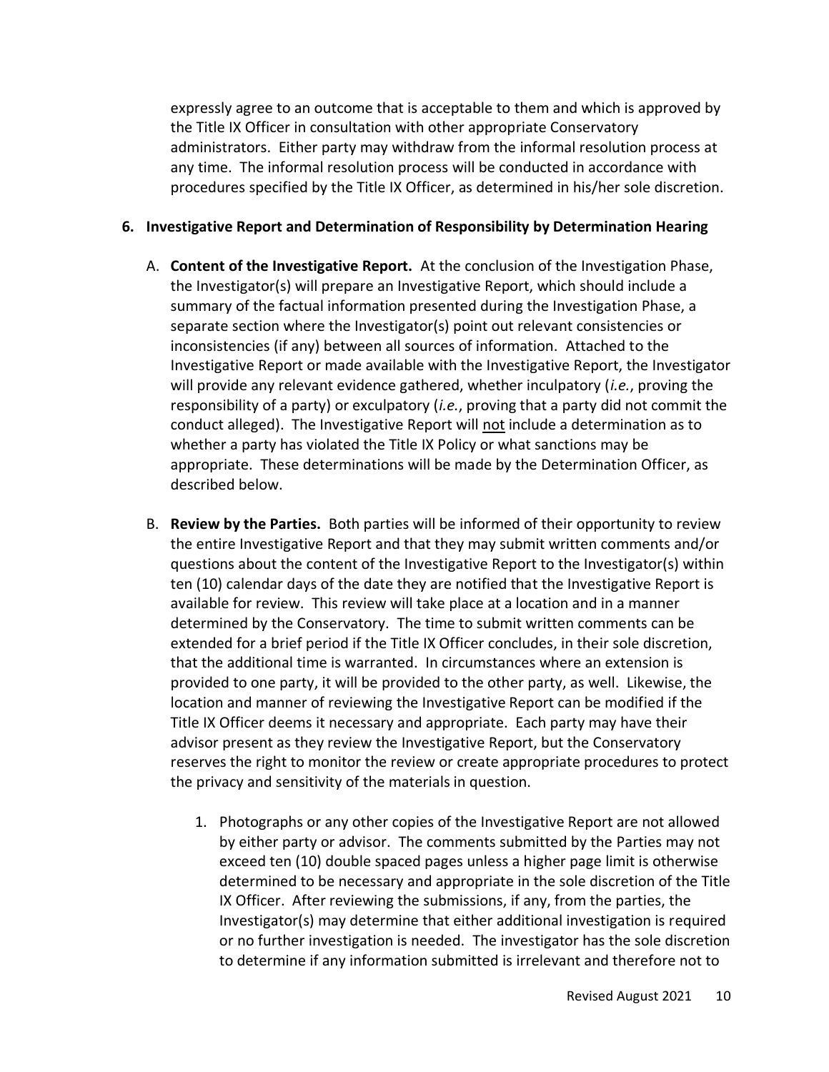expressly agree to an outcome that is acceptable to them and which is approved by the Title IX Officer in consultation with other appropriate Conservatory administrators. Either party may withdraw from the informal resolution process at any time. The informal resolution process will be conducted in accordance with procedures specified by the Title IX Officer, as determined in his/her sole discretion.

**6. Investigative Report and Determination of Responsibility by Determination Hearing**

A. **Content of the Investigative Report.** At the conclusion of the Investigation Phase, the Investigator(s) will prepare an Investigative Report, which should include a summary of the factual information presented during the Investigation Phase, a separate section where the Investigator(s) point out relevant consistencies or inconsistencies (if any) between all sources of information. Attached to the Investigative Report or made available with the Investigative Report, the Investigator will provide any relevant evidence gathered, whether inculpatory (*i.e.*, proving the responsibility of a party) or exculpatory (*i.e.*, proving that a party did not commit the conduct alleged). The Investigative Report will <u>not</u> include a determination as to whether a party has violated the Title IX Policy or what sanctions may be appropriate. These determinations will be made by the Determination Officer, as described below.

B. **Review by the Parties.** Both parties will be informed of their opportunity to review the entire Investigative Report and that they may submit written comments and/or questions about the content of the Investigative Report to the Investigator(s) within ten (10) calendar days of the date they are notified that the Investigative Report is available for review. This review will take place at a location and in a manner determined by the Conservatory. The time to submit written comments can be extended for a brief period if the Title IX Officer concludes, in their sole discretion, that the additional time is warranted. In circumstances where an extension is provided to one party, it will be provided to the other party, as well. Likewise, the location and manner of reviewing the Investigative Report can be modified if the Title IX Officer deems it necessary and appropriate. Each party may have their advisor present as they review the Investigative Report, but the Conservatory reserves the right to monitor the review or create appropriate procedures to protect the privacy and sensitivity of the materials in question.

   1. Photographs or any other copies of the Investigative Report are not allowed by either party or advisor. The comments submitted by the Parties may not exceed ten (10) double spaced pages unless a higher page limit is otherwise determined to be necessary and appropriate in the sole discretion of the Title IX Officer. After reviewing the submissions, if any, from the parties, the Investigator(s) may determine that either additional investigation is required or no further investigation is needed. The investigator has the sole discretion to determine if any information submitted is irrelevant and therefore not to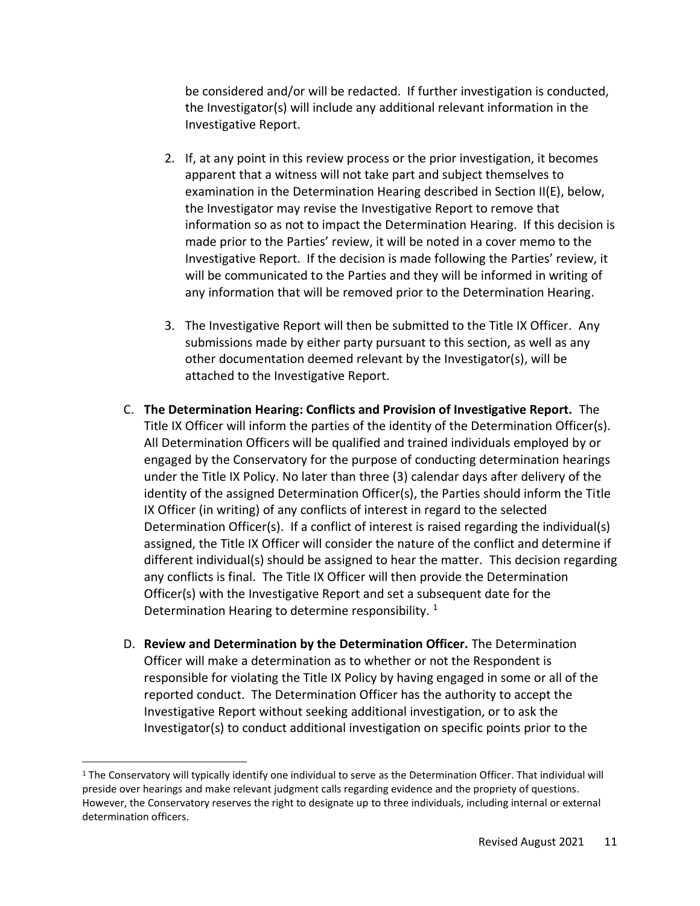be considered and/or will be redacted. If further investigation is conducted, the Investigator(s) will include any additional relevant information in the Investigative Report.

2. If, at any point in this review process or the prior investigation, it becomes apparent that a witness will not take part and subject themselves to examination in the Determination Hearing described in Section II(E), below, the Investigator may revise the Investigative Report to remove that information so as not to impact the Determination Hearing. If this decision is made prior to the Parties' review, it will be noted in a cover memo to the Investigative Report. If the decision is made following the Parties' review, it will be communicated to the Parties and they will be informed in writing of any information that will be removed prior to the Determination Hearing.

3. The Investigative Report will then be submitted to the Title IX Officer. Any submissions made by either party pursuant to this section, as well as any other documentation deemed relevant by the Investigator(s), will be attached to the Investigative Report.

C. **The Determination Hearing: Conflicts and Provision of Investigative Report.** The Title IX Officer will inform the parties of the identity of the Determination Officer(s). All Determination Officers will be qualified and trained individuals employed by or engaged by the Conservatory for the purpose of conducting determination hearings under the Title IX Policy. No later than three (3) calendar days after delivery of the identity of the assigned Determination Officer(s), the Parties should inform the Title IX Officer (in writing) of any conflicts of interest in regard to the selected Determination Officer(s). If a conflict of interest is raised regarding the individual(s) assigned, the Title IX Officer will consider the nature of the conflict and determine if different individual(s) should be assigned to hear the matter. This decision regarding any conflicts is final. The Title IX Officer will then provide the Determination Officer(s) with the Investigative Report and set a subsequent date for the Determination Hearing to determine responsibility. [1]

D. **Review and Determination by the Determination Officer.** The Determination Officer will make a determination as to whether or not the Respondent is responsible for violating the Title IX Policy by having engaged in some or all of the reported conduct. The Determination Officer has the authority to accept the Investigative Report without seeking additional investigation, or to ask the Investigator(s) to conduct additional investigation on specific points prior to the

---

[1] The Conservatory will typically identify one individual to serve as the Determination Officer. That individual will preside over hearings and make relevant judgment calls regarding evidence and the propriety of questions. However, the Conservatory reserves the right to designate up to three individuals, including internal or external determination officers.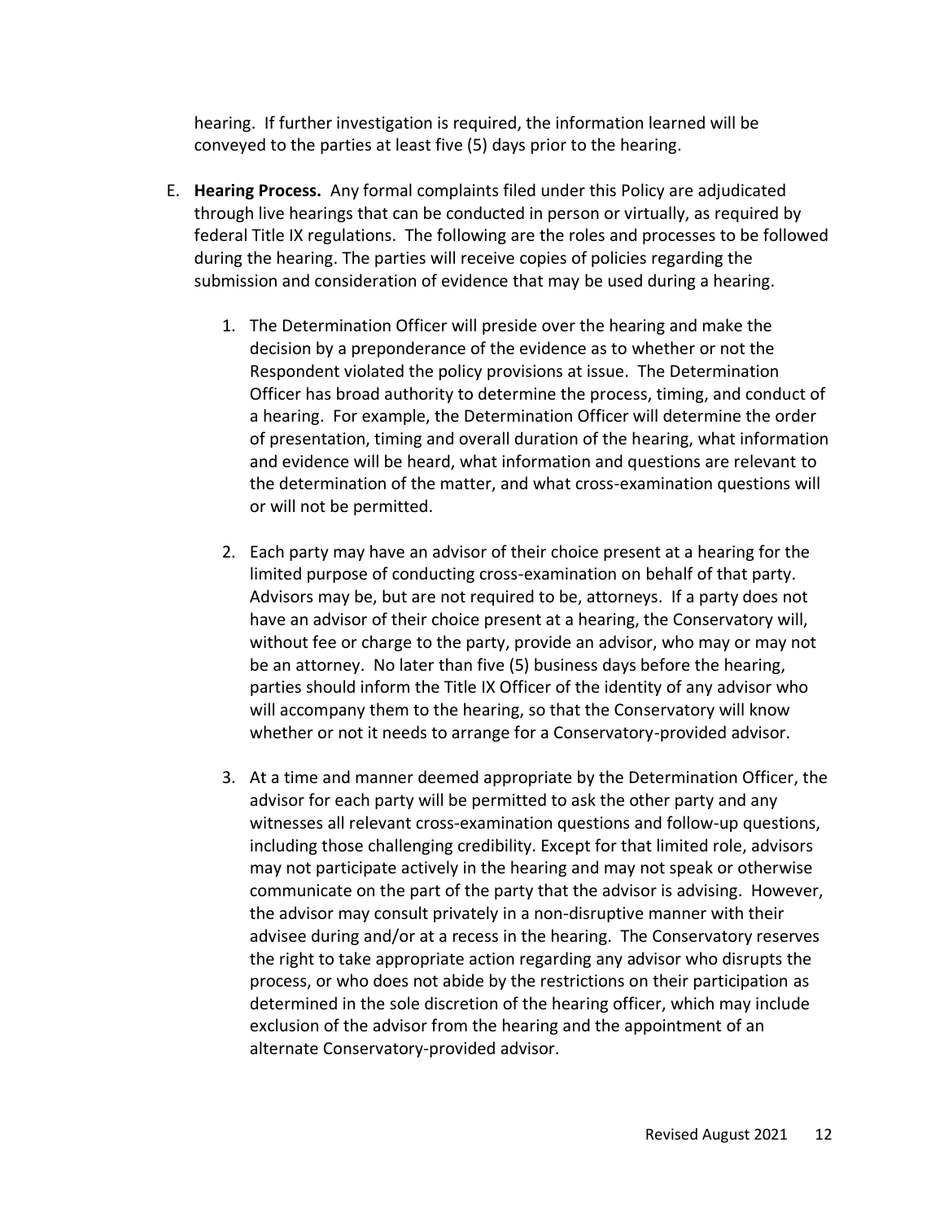hearing. If further investigation is required, the information learned will be conveyed to the parties at least five (5) days prior to the hearing.

E. **Hearing Process.** Any formal complaints filed under this Policy are adjudicated through live hearings that can be conducted in person or virtually, as required by federal Title IX regulations. The following are the roles and processes to be followed during the hearing. The parties will receive copies of policies regarding the submission and consideration of evidence that may be used during a hearing.

    1. The Determination Officer will preside over the hearing and make the decision by a preponderance of the evidence as to whether or not the Respondent violated the policy provisions at issue. The Determination Officer has broad authority to determine the process, timing, and conduct of a hearing. For example, the Determination Officer will determine the order of presentation, timing and overall duration of the hearing, what information and evidence will be heard, what information and questions are relevant to the determination of the matter, and what cross-examination questions will or will not be permitted.

    2. Each party may have an advisor of their choice present at a hearing for the limited purpose of conducting cross-examination on behalf of that party. Advisors may be, but are not required to be, attorneys. If a party does not have an advisor of their choice present at a hearing, the Conservatory will, without fee or charge to the party, provide an advisor, who may or may not be an attorney. No later than five (5) business days before the hearing, parties should inform the Title IX Officer of the identity of any advisor who will accompany them to the hearing, so that the Conservatory will know whether or not it needs to arrange for a Conservatory-provided advisor.

    3. At a time and manner deemed appropriate by the Determination Officer, the advisor for each party will be permitted to ask the other party and any witnesses all relevant cross-examination questions and follow-up questions, including those challenging credibility. Except for that limited role, advisors may not participate actively in the hearing and may not speak or otherwise communicate on the part of the party that the advisor is advising. However, the advisor may consult privately in a non-disruptive manner with their advisee during and/or at a recess in the hearing. The Conservatory reserves the right to take appropriate action regarding any advisor who disrupts the process, or who does not abide by the restrictions on their participation as determined in the sole discretion of the hearing officer, which may include exclusion of the advisor from the hearing and the appointment of an alternate Conservatory-provided advisor.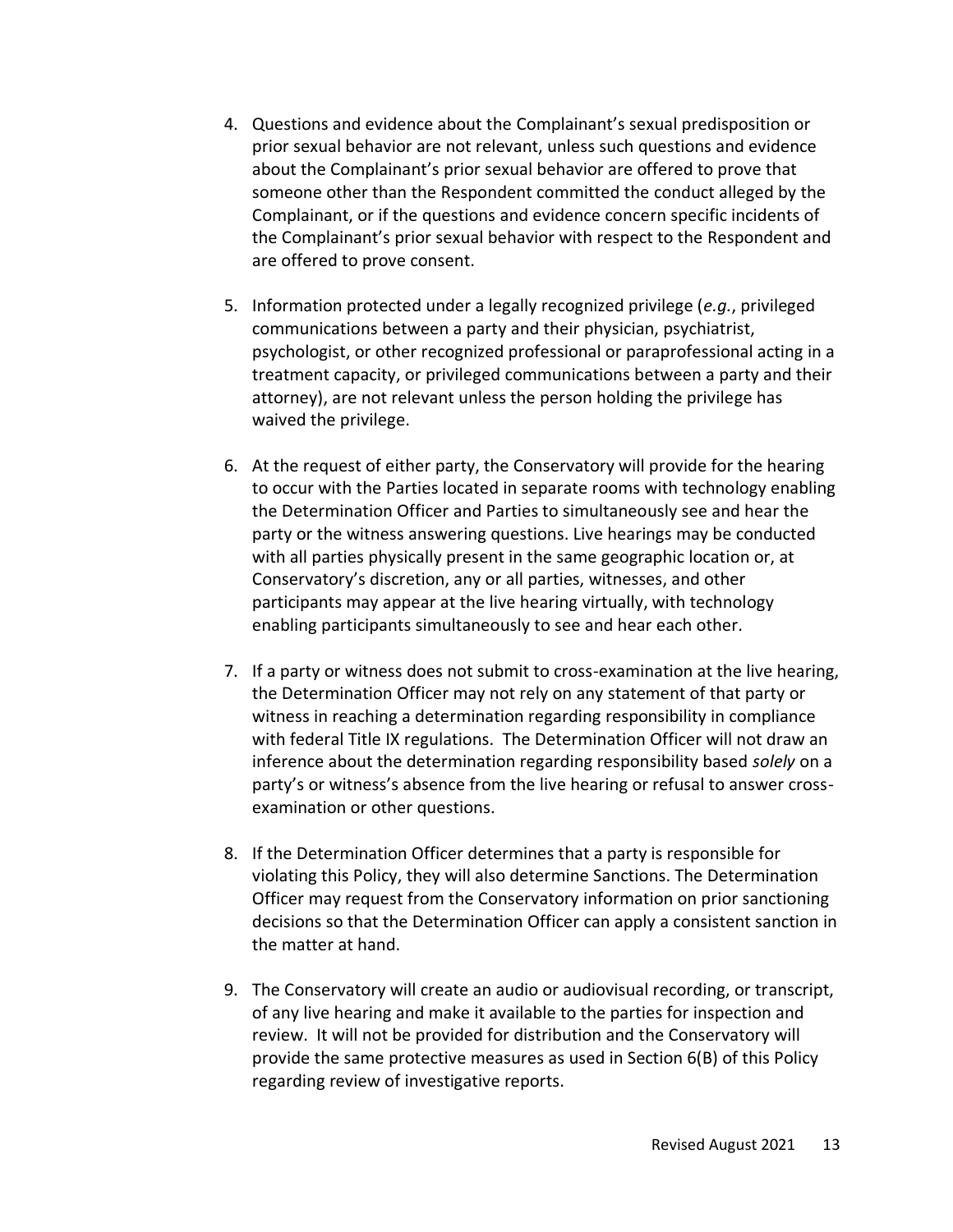4. Questions and evidence about the Complainant's sexual predisposition or prior sexual behavior are not relevant, unless such questions and evidence about the Complainant's prior sexual behavior are offered to prove that someone other than the Respondent committed the conduct alleged by the Complainant, or if the questions and evidence concern specific incidents of the Complainant's prior sexual behavior with respect to the Respondent and are offered to prove consent.

5. Information protected under a legally recognized privilege (*e.g.*, privileged communications between a party and their physician, psychiatrist, psychologist, or other recognized professional or paraprofessional acting in a treatment capacity, or privileged communications between a party and their attorney), are not relevant unless the person holding the privilege has waived the privilege.

6. At the request of either party, the Conservatory will provide for the hearing to occur with the Parties located in separate rooms with technology enabling the Determination Officer and Parties to simultaneously see and hear the party or the witness answering questions. Live hearings may be conducted with all parties physically present in the same geographic location or, at Conservatory's discretion, any or all parties, witnesses, and other participants may appear at the live hearing virtually, with technology enabling participants simultaneously to see and hear each other.

7. If a party or witness does not submit to cross-examination at the live hearing, the Determination Officer may not rely on any statement of that party or witness in reaching a determination regarding responsibility in compliance with federal Title IX regulations. The Determination Officer will not draw an inference about the determination regarding responsibility based *solely* on a party's or witness's absence from the live hearing or refusal to answer cross-examination or other questions.

8. If the Determination Officer determines that a party is responsible for violating this Policy, they will also determine Sanctions. The Determination Officer may request from the Conservatory information on prior sanctioning decisions so that the Determination Officer can apply a consistent sanction in the matter at hand.

9. The Conservatory will create an audio or audiovisual recording, or transcript, of any live hearing and make it available to the parties for inspection and review. It will not be provided for distribution and the Conservatory will provide the same protective measures as used in Section 6(B) of this Policy regarding review of investigative reports.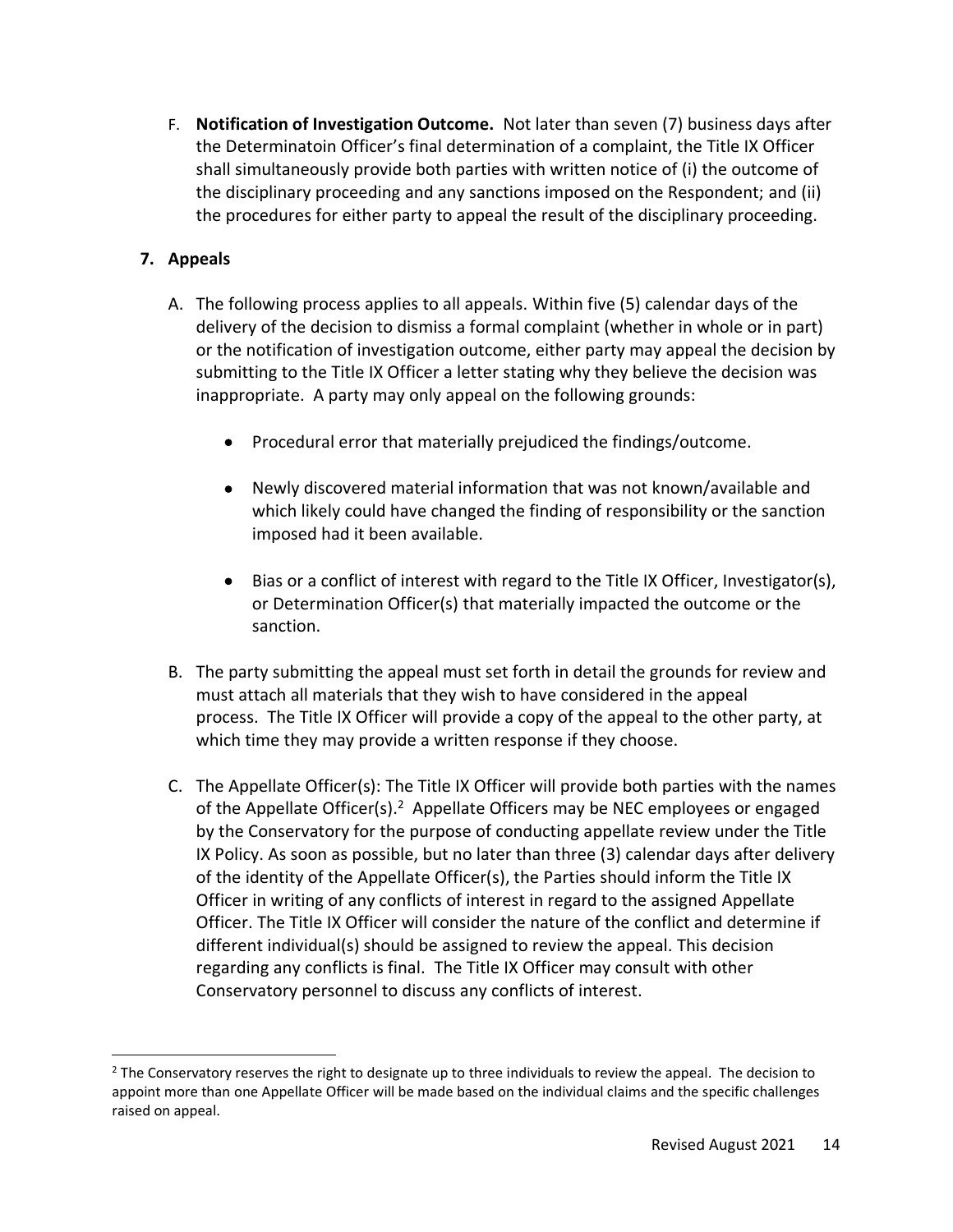F. **Notification of Investigation Outcome.** Not later than seven (7) business days after the Determinatoin Officer's final determination of a complaint, the Title IX Officer shall simultaneously provide both parties with written notice of (i) the outcome of the disciplinary proceeding and any sanctions imposed on the Respondent; and (ii) the procedures for either party to appeal the result of the disciplinary proceeding.

## 7. Appeals

A. The following process applies to all appeals. Within five (5) calendar days of the delivery of the decision to dismiss a formal complaint (whether in whole or in part) or the notification of investigation outcome, either party may appeal the decision by submitting to the Title IX Officer a letter stating why they believe the decision was inappropriate. A party may only appeal on the following grounds:

- Procedural error that materially prejudiced the findings/outcome.
- Newly discovered material information that was not known/available and which likely could have changed the finding of responsibility or the sanction imposed had it been available.
- Bias or a conflict of interest with regard to the Title IX Officer, Investigator(s), or Determination Officer(s) that materially impacted the outcome or the sanction.

B. The party submitting the appeal must set forth in detail the grounds for review and must attach all materials that they wish to have considered in the appeal process. The Title IX Officer will provide a copy of the appeal to the other party, at which time they may provide a written response if they choose.

C. The Appellate Officer(s): The Title IX Officer will provide both parties with the names of the Appellate Officer(s).[2] Appellate Officers may be NEC employees or engaged by the Conservatory for the purpose of conducting appellate review under the Title IX Policy. As soon as possible, but no later than three (3) calendar days after delivery of the identity of the Appellate Officer(s), the Parties should inform the Title IX Officer in writing of any conflicts of interest in regard to the assigned Appellate Officer. The Title IX Officer will consider the nature of the conflict and determine if different individual(s) should be assigned to review the appeal. This decision regarding any conflicts is final. The Title IX Officer may consult with other Conservatory personnel to discuss any conflicts of interest.

---

[2] The Conservatory reserves the right to designate up to three individuals to review the appeal. The decision to appoint more than one Appellate Officer will be made based on the individual claims and the specific challenges raised on appeal.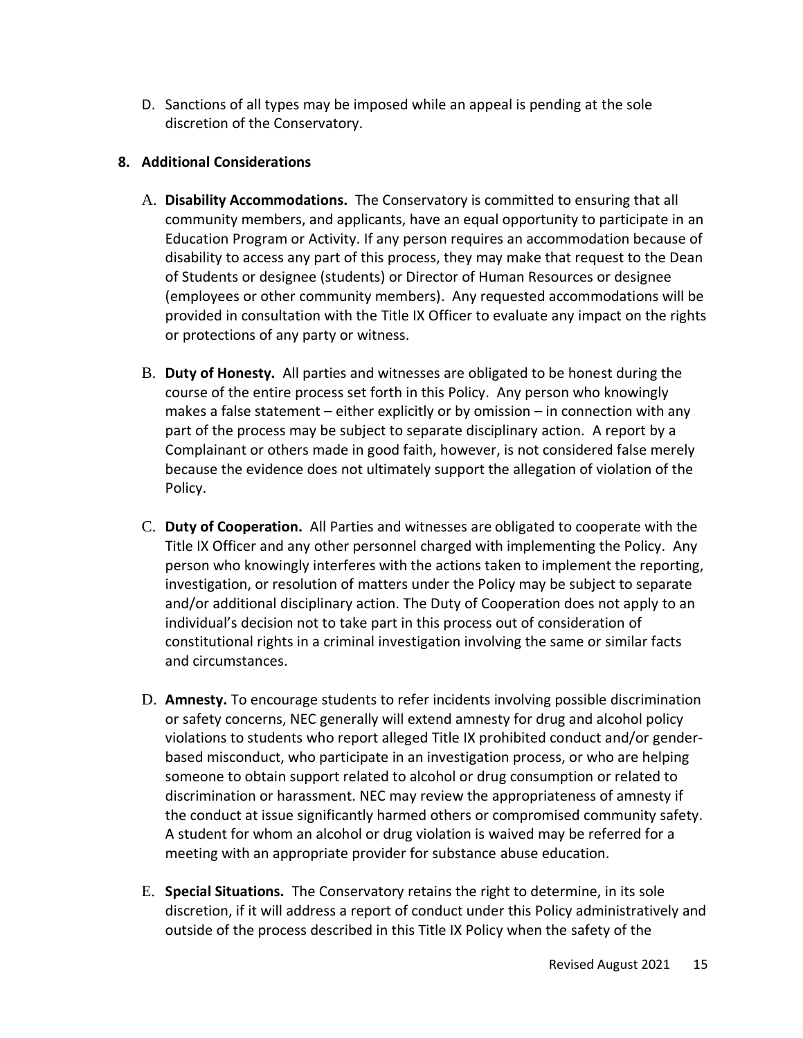D. Sanctions of all types may be imposed while an appeal is pending at the sole discretion of the Conservatory.

**8. Additional Considerations**

A. **Disability Accommodations.** The Conservatory is committed to ensuring that all community members, and applicants, have an equal opportunity to participate in an Education Program or Activity. If any person requires an accommodation because of disability to access any part of this process, they may make that request to the Dean of Students or designee (students) or Director of Human Resources or designee (employees or other community members). Any requested accommodations will be provided in consultation with the Title IX Officer to evaluate any impact on the rights or protections of any party or witness.

B. **Duty of Honesty.** All parties and witnesses are obligated to be honest during the course of the entire process set forth in this Policy. Any person who knowingly makes a false statement – either explicitly or by omission – in connection with any part of the process may be subject to separate disciplinary action. A report by a Complainant or others made in good faith, however, is not considered false merely because the evidence does not ultimately support the allegation of violation of the Policy.

C. **Duty of Cooperation.** All Parties and witnesses are obligated to cooperate with the Title IX Officer and any other personnel charged with implementing the Policy. Any person who knowingly interferes with the actions taken to implement the reporting, investigation, or resolution of matters under the Policy may be subject to separate and/or additional disciplinary action. The Duty of Cooperation does not apply to an individual's decision not to take part in this process out of consideration of constitutional rights in a criminal investigation involving the same or similar facts and circumstances.

D. **Amnesty.** To encourage students to refer incidents involving possible discrimination or safety concerns, NEC generally will extend amnesty for drug and alcohol policy violations to students who report alleged Title IX prohibited conduct and/or gender-based misconduct, who participate in an investigation process, or who are helping someone to obtain support related to alcohol or drug consumption or related to discrimination or harassment. NEC may review the appropriateness of amnesty if the conduct at issue significantly harmed others or compromised community safety. A student for whom an alcohol or drug violation is waived may be referred for a meeting with an appropriate provider for substance abuse education.

E. **Special Situations.** The Conservatory retains the right to determine, in its sole discretion, if it will address a report of conduct under this Policy administratively and outside of the process described in this Title IX Policy when the safety of the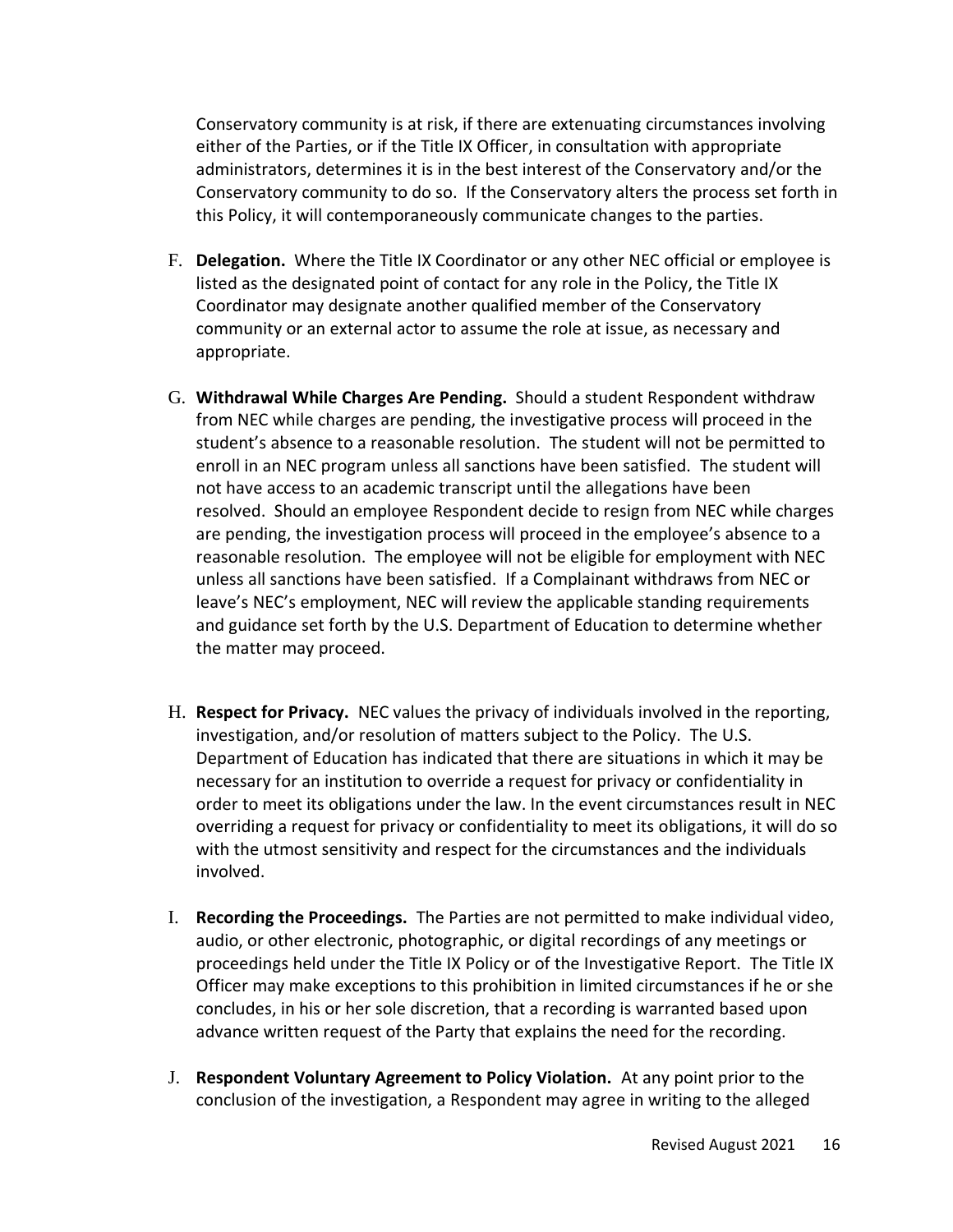Conservatory community is at risk, if there are extenuating circumstances involving either of the Parties, or if the Title IX Officer, in consultation with appropriate administrators, determines it is in the best interest of the Conservatory and/or the Conservatory community to do so. If the Conservatory alters the process set forth in this Policy, it will contemporaneously communicate changes to the parties.

F. **Delegation.** Where the Title IX Coordinator or any other NEC official or employee is listed as the designated point of contact for any role in the Policy, the Title IX Coordinator may designate another qualified member of the Conservatory community or an external actor to assume the role at issue, as necessary and appropriate.

G. **Withdrawal While Charges Are Pending.** Should a student Respondent withdraw from NEC while charges are pending, the investigative process will proceed in the student's absence to a reasonable resolution. The student will not be permitted to enroll in an NEC program unless all sanctions have been satisfied. The student will not have access to an academic transcript until the allegations have been resolved. Should an employee Respondent decide to resign from NEC while charges are pending, the investigation process will proceed in the employee's absence to a reasonable resolution. The employee will not be eligible for employment with NEC unless all sanctions have been satisfied. If a Complainant withdraws from NEC or leave's NEC's employment, NEC will review the applicable standing requirements and guidance set forth by the U.S. Department of Education to determine whether the matter may proceed.

H. **Respect for Privacy.** NEC values the privacy of individuals involved in the reporting, investigation, and/or resolution of matters subject to the Policy. The U.S. Department of Education has indicated that there are situations in which it may be necessary for an institution to override a request for privacy or confidentiality in order to meet its obligations under the law. In the event circumstances result in NEC overriding a request for privacy or confidentiality to meet its obligations, it will do so with the utmost sensitivity and respect for the circumstances and the individuals involved.

I. **Recording the Proceedings.** The Parties are not permitted to make individual video, audio, or other electronic, photographic, or digital recordings of any meetings or proceedings held under the Title IX Policy or of the Investigative Report. The Title IX Officer may make exceptions to this prohibition in limited circumstances if he or she concludes, in his or her sole discretion, that a recording is warranted based upon advance written request of the Party that explains the need for the recording.

J. **Respondent Voluntary Agreement to Policy Violation.** At any point prior to the conclusion of the investigation, a Respondent may agree in writing to the alleged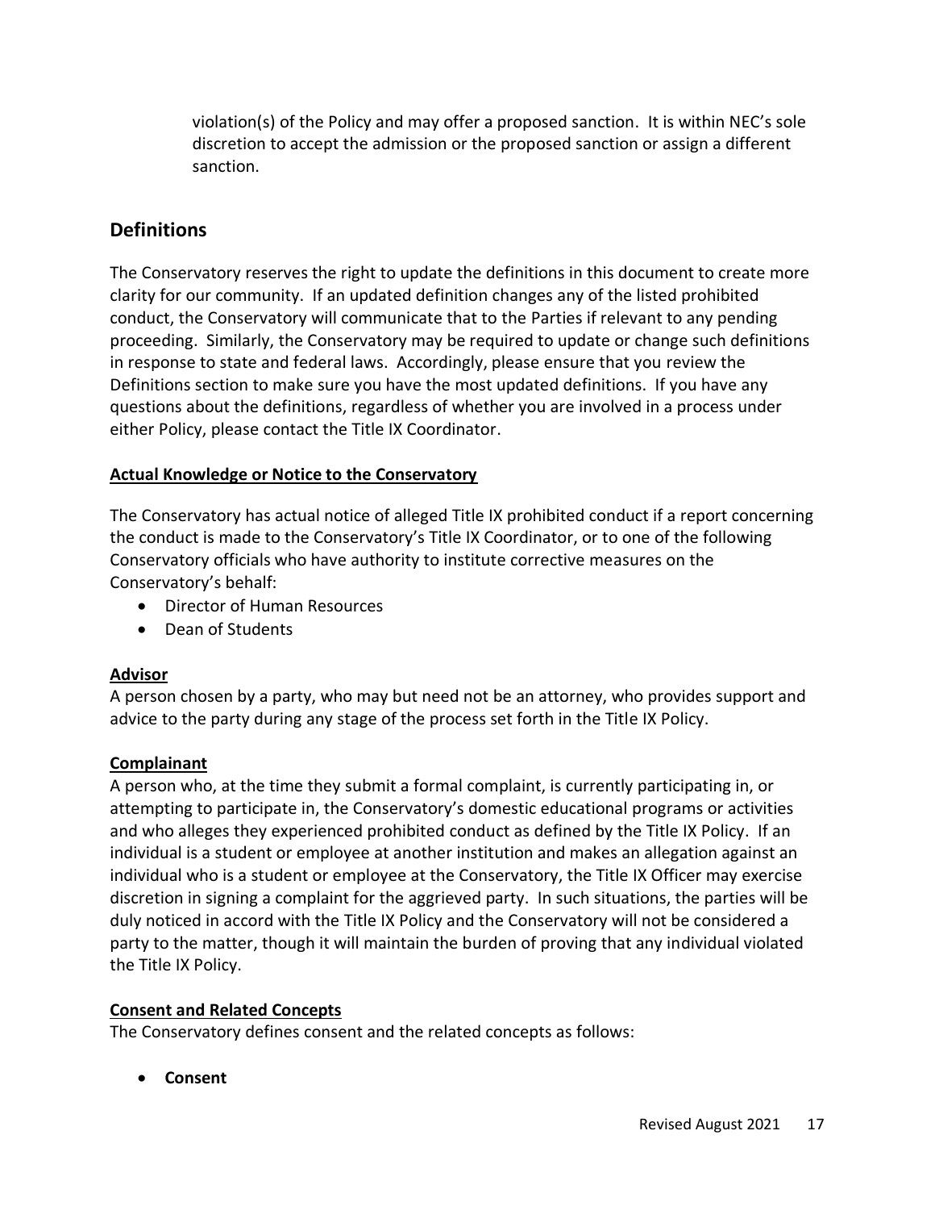violation(s) of the Policy and may offer a proposed sanction. It is within NEC's sole discretion to accept the admission or the proposed sanction or assign a different sanction.

## Definitions

The Conservatory reserves the right to update the definitions in this document to create more clarity for our community. If an updated definition changes any of the listed prohibited conduct, the Conservatory will communicate that to the Parties if relevant to any pending proceeding. Similarly, the Conservatory may be required to update or change such definitions in response to state and federal laws. Accordingly, please ensure that you review the Definitions section to make sure you have the most updated definitions. If you have any questions about the definitions, regardless of whether you are involved in a process under either Policy, please contact the Title IX Coordinator.

**Actual Knowledge or Notice to the Conservatory**

The Conservatory has actual notice of alleged Title IX prohibited conduct if a report concerning the conduct is made to the Conservatory's Title IX Coordinator, or to one of the following Conservatory officials who have authority to institute corrective measures on the Conservatory's behalf:

- Director of Human Resources
- Dean of Students

**Advisor**

A person chosen by a party, who may but need not be an attorney, who provides support and advice to the party during any stage of the process set forth in the Title IX Policy.

**Complainant**

A person who, at the time they submit a formal complaint, is currently participating in, or attempting to participate in, the Conservatory's domestic educational programs or activities and who alleges they experienced prohibited conduct as defined by the Title IX Policy. If an individual is a student or employee at another institution and makes an allegation against an individual who is a student or employee at the Conservatory, the Title IX Officer may exercise discretion in signing a complaint for the aggrieved party. In such situations, the parties will be duly noticed in accord with the Title IX Policy and the Conservatory will not be considered a party to the matter, though it will maintain the burden of proving that any individual violated the Title IX Policy.

**Consent and Related Concepts**

The Conservatory defines consent and the related concepts as follows:

- **Consent**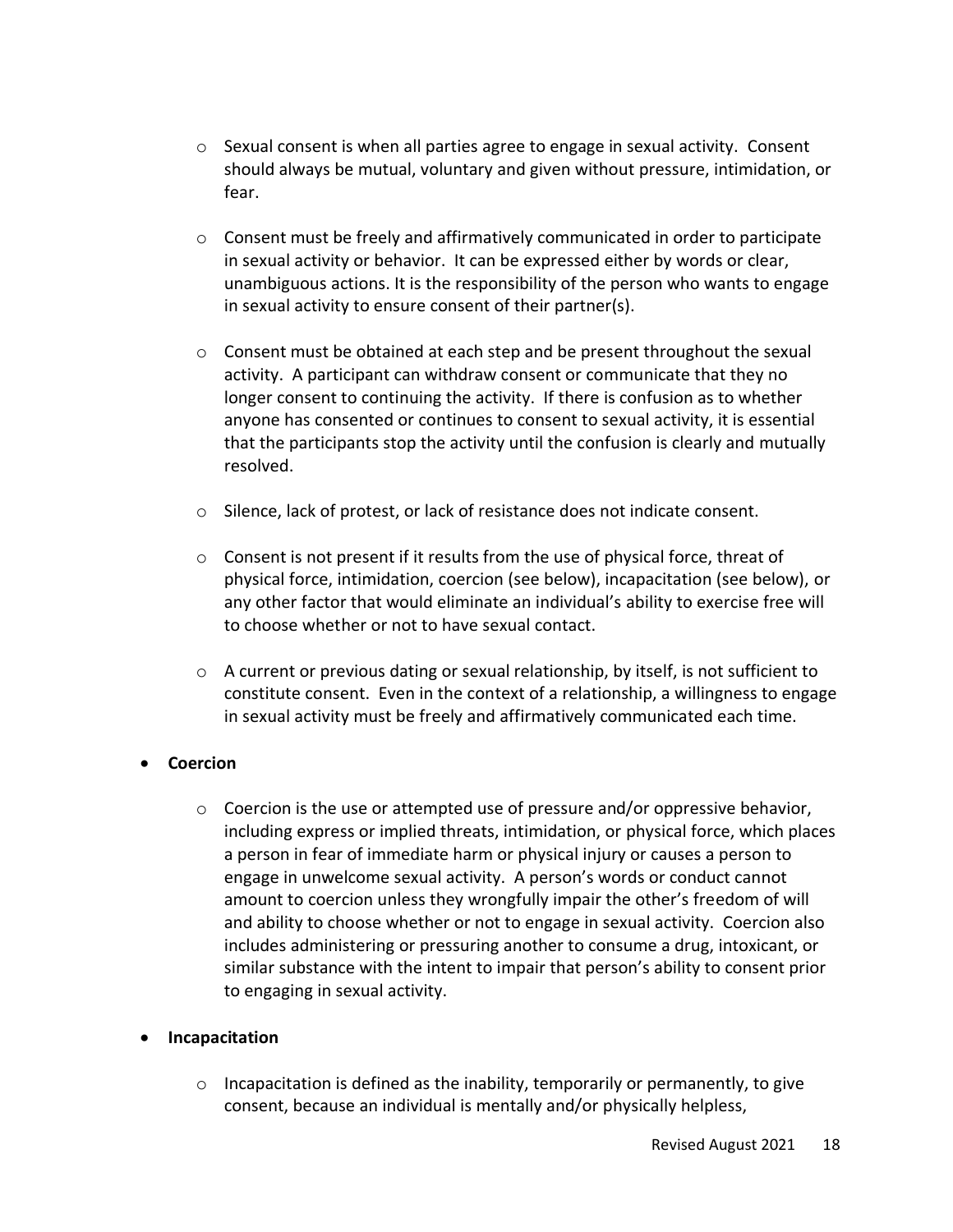- Sexual consent is when all parties agree to engage in sexual activity. Consent should always be mutual, voluntary and given without pressure, intimidation, or fear.

  - Consent must be freely and affirmatively communicated in order to participate in sexual activity or behavior. It can be expressed either by words or clear, unambiguous actions. It is the responsibility of the person who wants to engage in sexual activity to ensure consent of their partner(s).

  - Consent must be obtained at each step and be present throughout the sexual activity. A participant can withdraw consent or communicate that they no longer consent to continuing the activity. If there is confusion as to whether anyone has consented or continues to consent to sexual activity, it is essential that the participants stop the activity until the confusion is clearly and mutually resolved.

  - Silence, lack of protest, or lack of resistance does not indicate consent.

  - Consent is not present if it results from the use of physical force, threat of physical force, intimidation, coercion (see below), incapacitation (see below), or any other factor that would eliminate an individual's ability to exercise free will to choose whether or not to have sexual contact.

  - A current or previous dating or sexual relationship, by itself, is not sufficient to constitute consent. Even in the context of a relationship, a willingness to engage in sexual activity must be freely and affirmatively communicated each time.

- **Coercion**

  - Coercion is the use or attempted use of pressure and/or oppressive behavior, including express or implied threats, intimidation, or physical force, which places a person in fear of immediate harm or physical injury or causes a person to engage in unwelcome sexual activity. A person's words or conduct cannot amount to coercion unless they wrongfully impair the other's freedom of will and ability to choose whether or not to engage in sexual activity. Coercion also includes administering or pressuring another to consume a drug, intoxicant, or similar substance with the intent to impair that person's ability to consent prior to engaging in sexual activity.

- **Incapacitation**

  - Incapacitation is defined as the inability, temporarily or permanently, to give consent, because an individual is mentally and/or physically helpless,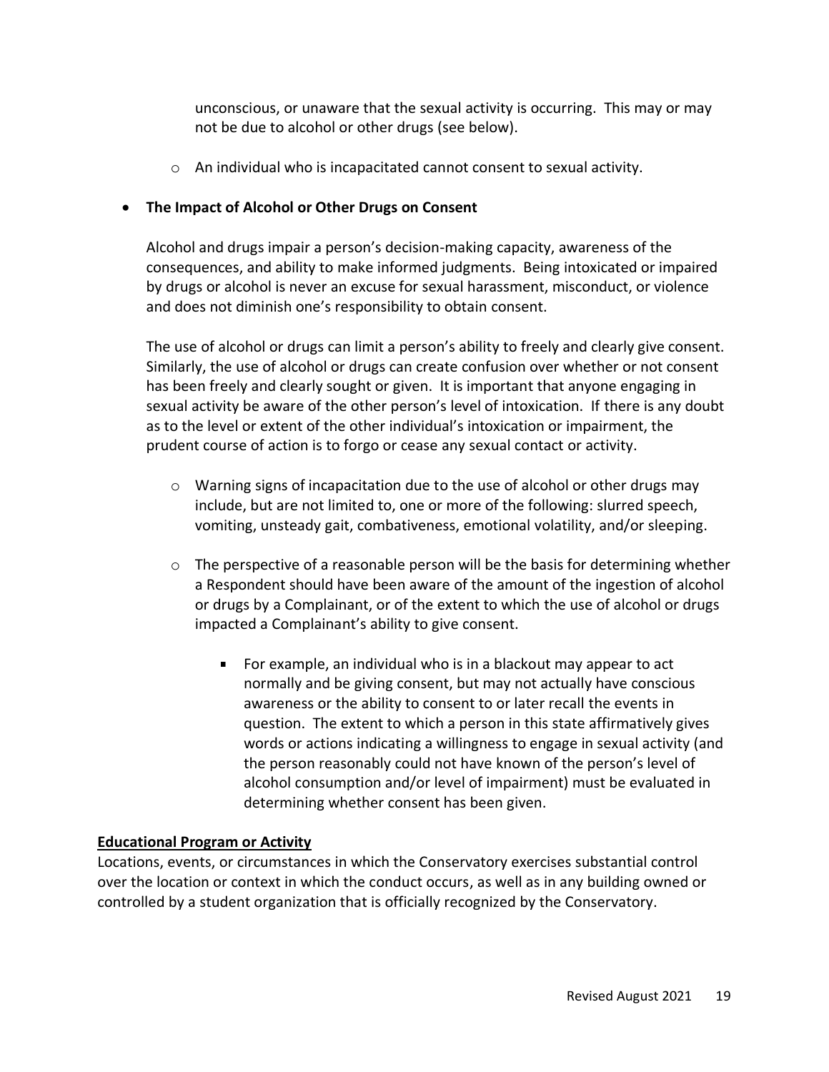unconscious, or unaware that the sexual activity is occurring. This may or may not be due to alcohol or other drugs (see below).

   - An individual who is incapacitated cannot consent to sexual activity.

- **The Impact of Alcohol or Other Drugs on Consent**

  Alcohol and drugs impair a person's decision-making capacity, awareness of the consequences, and ability to make informed judgments. Being intoxicated or impaired by drugs or alcohol is never an excuse for sexual harassment, misconduct, or violence and does not diminish one's responsibility to obtain consent.

  The use of alcohol or drugs can limit a person's ability to freely and clearly give consent. Similarly, the use of alcohol or drugs can create confusion over whether or not consent has been freely and clearly sought or given. It is important that anyone engaging in sexual activity be aware of the other person's level of intoxication. If there is any doubt as to the level or extent of the other individual's intoxication or impairment, the prudent course of action is to forgo or cease any sexual contact or activity.

   - Warning signs of incapacitation due to the use of alcohol or other drugs may include, but are not limited to, one or more of the following: slurred speech, vomiting, unsteady gait, combativeness, emotional volatility, and/or sleeping.

   - The perspective of a reasonable person will be the basis for determining whether a Respondent should have been aware of the amount of the ingestion of alcohol or drugs by a Complainant, or of the extent to which the use of alcohol or drugs impacted a Complainant's ability to give consent.

     - For example, an individual who is in a blackout may appear to act normally and be giving consent, but may not actually have conscious awareness or the ability to consent to or later recall the events in question. The extent to which a person in this state affirmatively gives words or actions indicating a willingness to engage in sexual activity (and the person reasonably could not have known of the person's level of alcohol consumption and/or level of impairment) must be evaluated in determining whether consent has been given.

**<u>Educational Program or Activity</u>**

Locations, events, or circumstances in which the Conservatory exercises substantial control over the location or context in which the conduct occurs, as well as in any building owned or controlled by a student organization that is officially recognized by the Conservatory.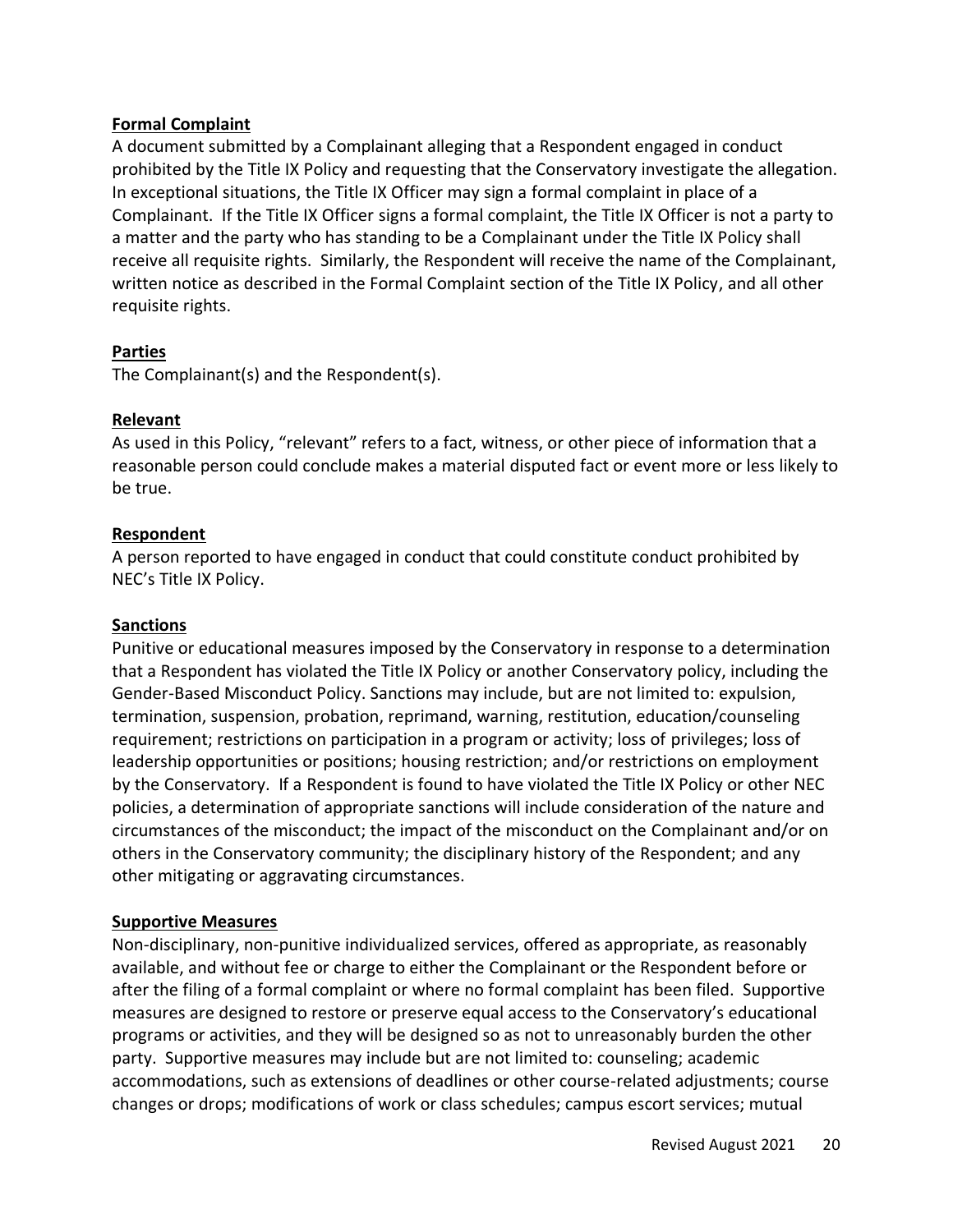**Formal Complaint**

A document submitted by a Complainant alleging that a Respondent engaged in conduct prohibited by the Title IX Policy and requesting that the Conservatory investigate the allegation. In exceptional situations, the Title IX Officer may sign a formal complaint in place of a Complainant. If the Title IX Officer signs a formal complaint, the Title IX Officer is not a party to a matter and the party who has standing to be a Complainant under the Title IX Policy shall receive all requisite rights. Similarly, the Respondent will receive the name of the Complainant, written notice as described in the Formal Complaint section of the Title IX Policy, and all other requisite rights.

**Parties**

The Complainant(s) and the Respondent(s).

**Relevant**

As used in this Policy, "relevant" refers to a fact, witness, or other piece of information that a reasonable person could conclude makes a material disputed fact or event more or less likely to be true.

**Respondent**

A person reported to have engaged in conduct that could constitute conduct prohibited by NEC's Title IX Policy.

**Sanctions**

Punitive or educational measures imposed by the Conservatory in response to a determination that a Respondent has violated the Title IX Policy or another Conservatory policy, including the Gender-Based Misconduct Policy. Sanctions may include, but are not limited to: expulsion, termination, suspension, probation, reprimand, warning, restitution, education/counseling requirement; restrictions on participation in a program or activity; loss of privileges; loss of leadership opportunities or positions; housing restriction; and/or restrictions on employment by the Conservatory. If a Respondent is found to have violated the Title IX Policy or other NEC policies, a determination of appropriate sanctions will include consideration of the nature and circumstances of the misconduct; the impact of the misconduct on the Complainant and/or on others in the Conservatory community; the disciplinary history of the Respondent; and any other mitigating or aggravating circumstances.

**Supportive Measures**

Non-disciplinary, non-punitive individualized services, offered as appropriate, as reasonably available, and without fee or charge to either the Complainant or the Respondent before or after the filing of a formal complaint or where no formal complaint has been filed. Supportive measures are designed to restore or preserve equal access to the Conservatory's educational programs or activities, and they will be designed so as not to unreasonably burden the other party. Supportive measures may include but are not limited to: counseling; academic accommodations, such as extensions of deadlines or other course-related adjustments; course changes or drops; modifications of work or class schedules; campus escort services; mutual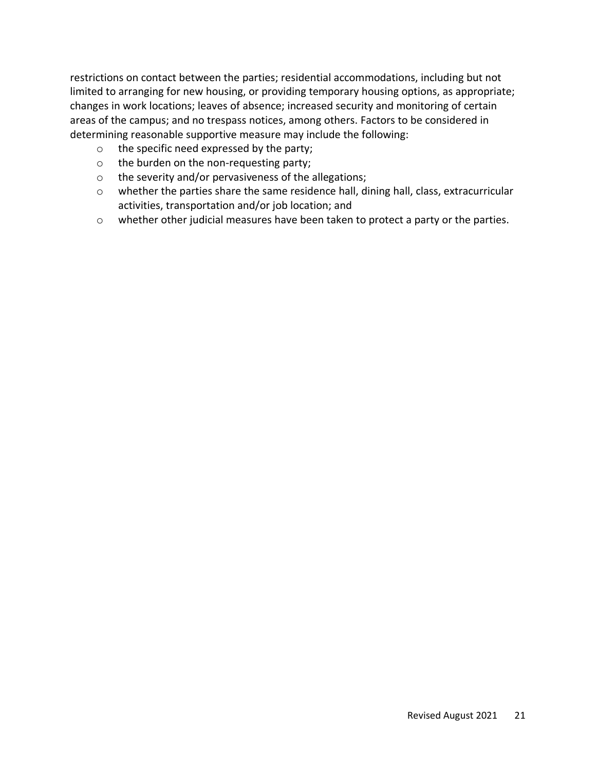restrictions on contact between the parties; residential accommodations, including but not limited to arranging for new housing, or providing temporary housing options, as appropriate; changes in work locations; leaves of absence; increased security and monitoring of certain areas of the campus; and no trespass notices, among others. Factors to be considered in determining reasonable supportive measure may include the following:

- the specific need expressed by the party;
- the burden on the non-requesting party;
- the severity and/or pervasiveness of the allegations;
- whether the parties share the same residence hall, dining hall, class, extracurricular activities, transportation and/or job location; and
- whether other judicial measures have been taken to protect a party or the parties.